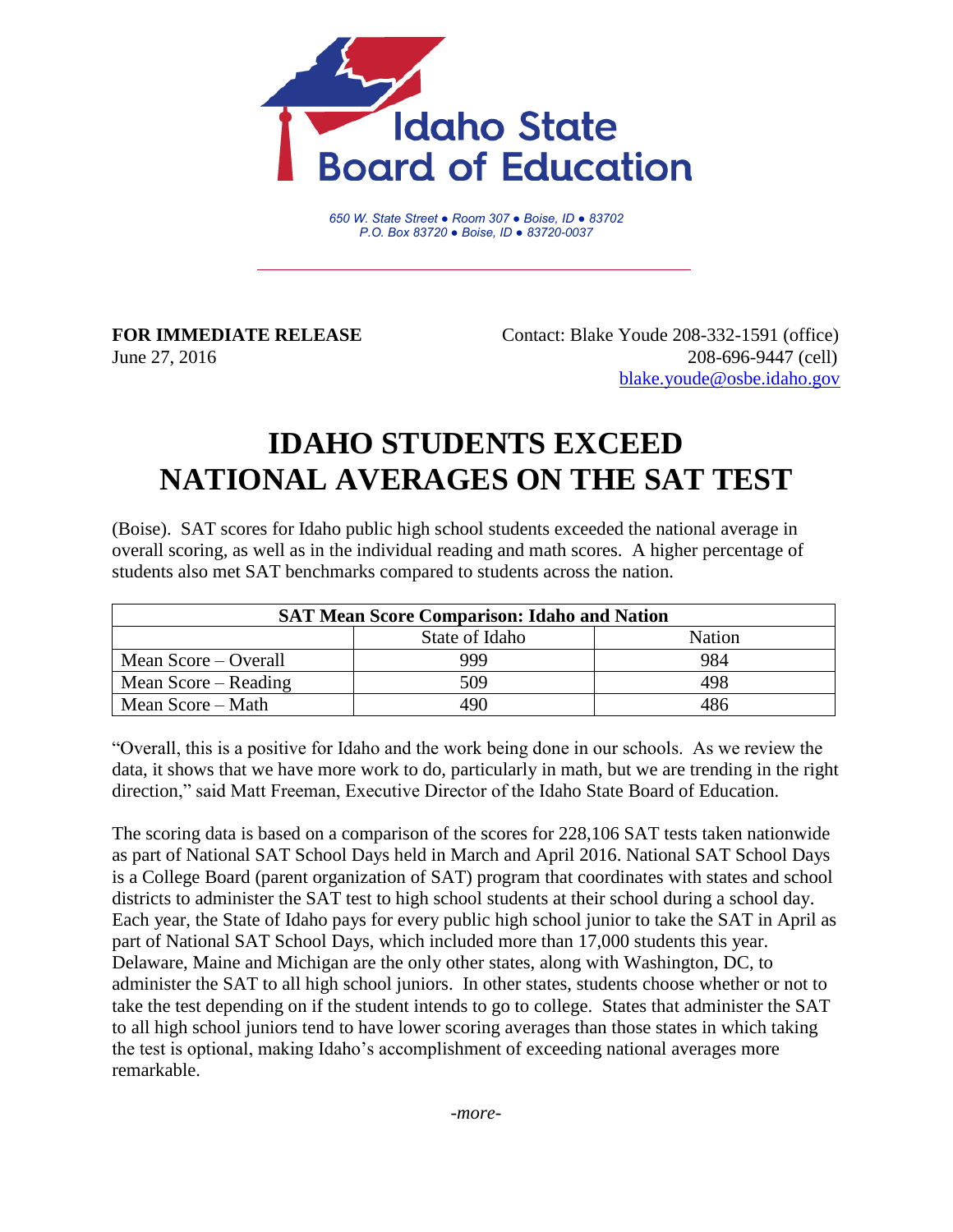Idaho State Board of Education

*650 W. State Street ● Room 307 ● Boise, ID ● 83702*
*P.O. Box 83720 ● Boise, ID ● 83720-0037*

**FOR IMMEDIATE RELEASE**
June 27, 2016

Contact: Blake Youde 208-332-1591 (office)
208-696-9447 (cell)
blake.youde@osbe.idaho.gov

# IDAHO STUDENTS EXCEED NATIONAL AVERAGES ON THE SAT TEST

(Boise). SAT scores for Idaho public high school students exceeded the national average in overall scoring, as well as in the individual reading and math scores. A higher percentage of students also met SAT benchmarks compared to students across the nation.

| **SAT Mean Score Comparison: Idaho and Nation** | | |
|---|---|---|
| | State of Idaho | Nation |
| Mean Score – Overall | 999 | 984 |
| Mean Score – Reading | 509 | 498 |
| Mean Score – Math | 490 | 486 |

"Overall, this is a positive for Idaho and the work being done in our schools. As we review the data, it shows that we have more work to do, particularly in math, but we are trending in the right direction," said Matt Freeman, Executive Director of the Idaho State Board of Education.

The scoring data is based on a comparison of the scores for 228,106 SAT tests taken nationwide as part of National SAT School Days held in March and April 2016. National SAT School Days is a College Board (parent organization of SAT) program that coordinates with states and school districts to administer the SAT test to high school students at their school during a school day. Each year, the State of Idaho pays for every public high school junior to take the SAT in April as part of National SAT School Days, which included more than 17,000 students this year. Delaware, Maine and Michigan are the only other states, along with Washington, DC, to administer the SAT to all high school juniors. In other states, students choose whether or not to take the test depending on if the student intends to go to college. States that administer the SAT to all high school juniors tend to have lower scoring averages than those states in which taking the test is optional, making Idaho's accomplishment of exceeding national averages more remarkable.

*-more-*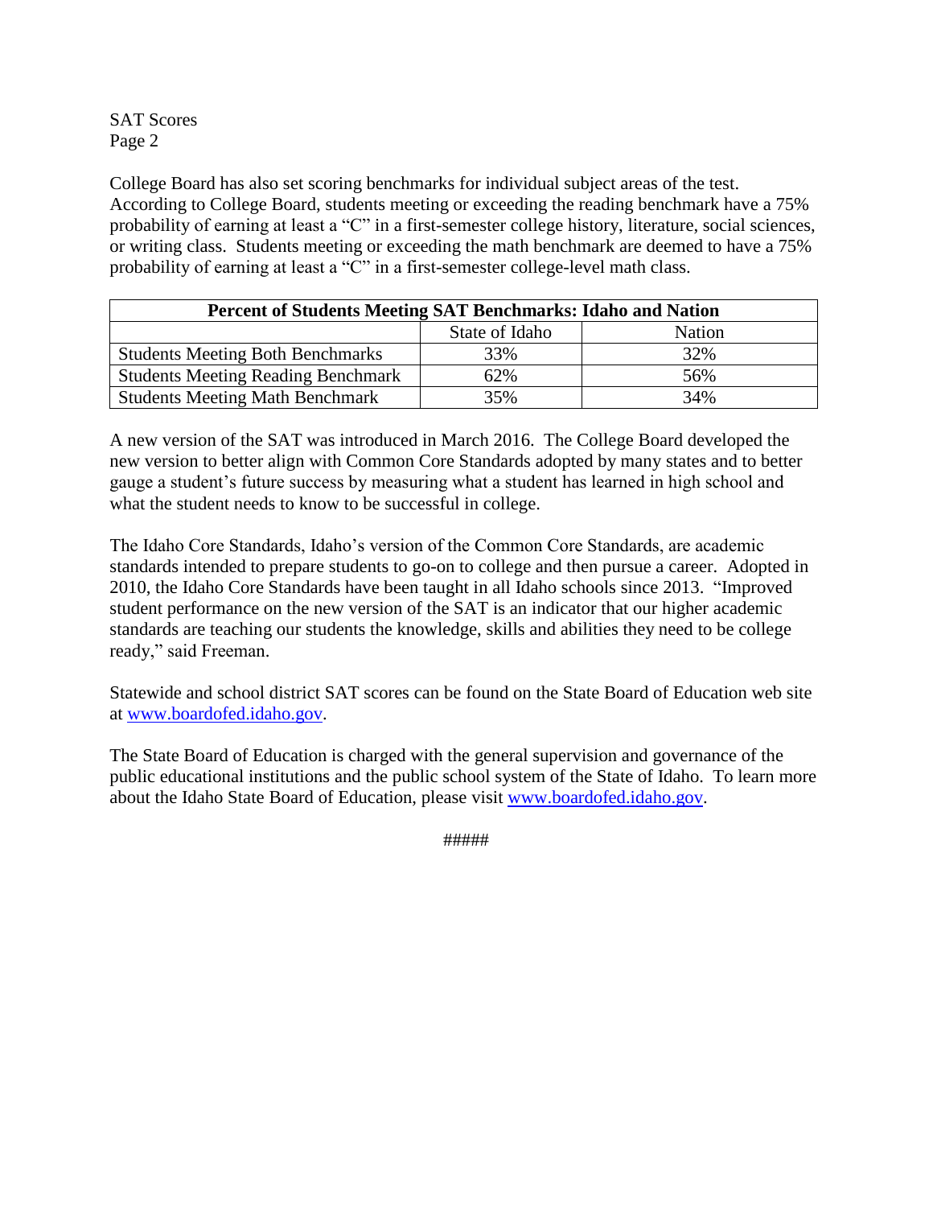College Board has also set scoring benchmarks for individual subject areas of the test. According to College Board, students meeting or exceeding the reading benchmark have a 75% probability of earning at least a "C" in a first-semester college history, literature, social sciences, or writing class. Students meeting or exceeding the math benchmark are deemed to have a 75% probability of earning at least a "C" in a first-semester college-level math class.

| Percent of Students Meeting SAT Benchmarks: Idaho and Nation | | |
|---|---|---|
| | State of Idaho | Nation |
| Students Meeting Both Benchmarks | 33% | 32% |
| Students Meeting Reading Benchmark | 62% | 56% |
| Students Meeting Math Benchmark | 35% | 34% |

A new version of the SAT was introduced in March 2016. The College Board developed the new version to better align with Common Core Standards adopted by many states and to better gauge a student's future success by measuring what a student has learned in high school and what the student needs to know to be successful in college.

The Idaho Core Standards, Idaho's version of the Common Core Standards, are academic standards intended to prepare students to go-on to college and then pursue a career. Adopted in 2010, the Idaho Core Standards have been taught in all Idaho schools since 2013. "Improved student performance on the new version of the SAT is an indicator that our higher academic standards are teaching our students the knowledge, skills and abilities they need to be college ready," said Freeman.

Statewide and school district SAT scores can be found on the State Board of Education web site at www.boardofed.idaho.gov.

The State Board of Education is charged with the general supervision and governance of the public educational institutions and the public school system of the State of Idaho. To learn more about the Idaho State Board of Education, please visit www.boardofed.idaho.gov.

#####